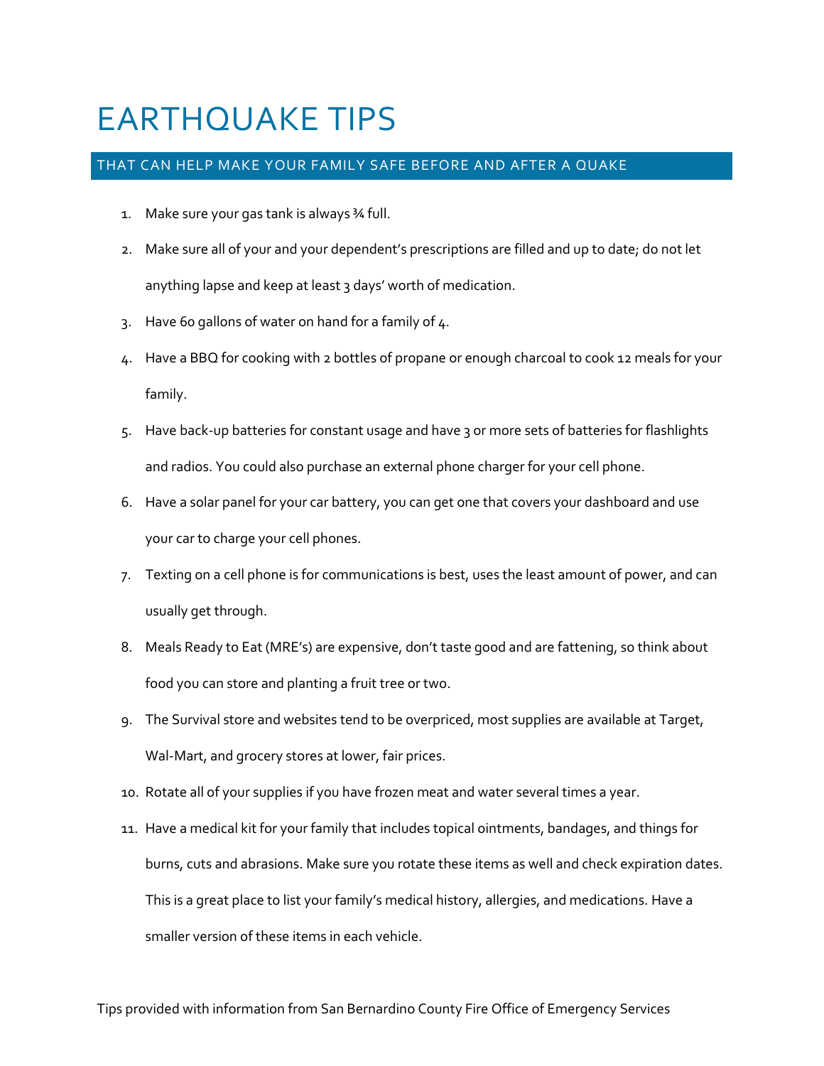# EARTHQUAKE TIPS

## THAT CAN HELP MAKE YOUR FAMILY SAFE BEFORE AND AFTER A QUAKE

1. Make sure your gas tank is always ¾ full.
2. Make sure all of your and your dependent's prescriptions are filled and up to date; do not let anything lapse and keep at least 3 days' worth of medication.
3. Have 60 gallons of water on hand for a family of 4.
4. Have a BBQ for cooking with 2 bottles of propane or enough charcoal to cook 12 meals for your family.
5. Have back-up batteries for constant usage and have 3 or more sets of batteries for flashlights and radios. You could also purchase an external phone charger for your cell phone.
6. Have a solar panel for your car battery, you can get one that covers your dashboard and use your car to charge your cell phones.
7. Texting on a cell phone is for communications is best, uses the least amount of power, and can usually get through.
8. Meals Ready to Eat (MRE's) are expensive, don't taste good and are fattening, so think about food you can store and planting a fruit tree or two.
9. The Survival store and websites tend to be overpriced, most supplies are available at Target, Wal-Mart, and grocery stores at lower, fair prices.
10. Rotate all of your supplies if you have frozen meat and water several times a year.
11. Have a medical kit for your family that includes topical ointments, bandages, and things for burns, cuts and abrasions. Make sure you rotate these items as well and check expiration dates. This is a great place to list your family's medical history, allergies, and medications. Have a smaller version of these items in each vehicle.

Tips provided with information from San Bernardino County Fire Office of Emergency Services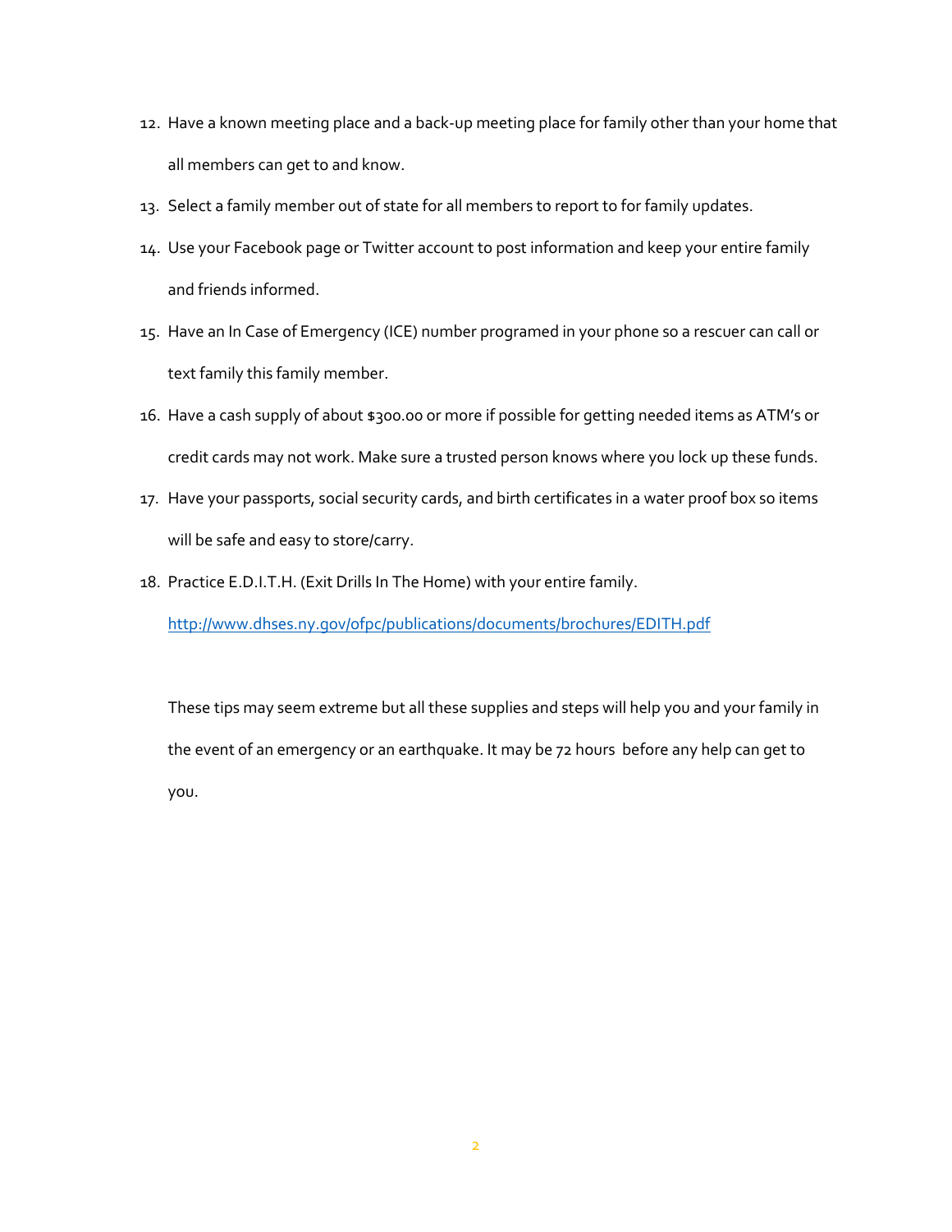12. Have a known meeting place and a back-up meeting place for family other than your home that all members can get to and know.
13. Select a family member out of state for all members to report to for family updates.
14. Use your Facebook page or Twitter account to post information and keep your entire family and friends informed.
15. Have an In Case of Emergency (ICE) number programed in your phone so a rescuer can call or text family this family member.
16. Have a cash supply of about $300.00 or more if possible for getting needed items as ATM's or credit cards may not work. Make sure a trusted person knows where you lock up these funds.
17. Have your passports, social security cards, and birth certificates in a water proof box so items will be safe and easy to store/carry.
18. Practice E.D.I.T.H. (Exit Drills In The Home) with your entire family.

    http://www.dhses.ny.gov/ofpc/publications/documents/brochures/EDITH.pdf

These tips may seem extreme but all these supplies and steps will help you and your family in the event of an emergency or an earthquake. It may be 72 hours before any help can get to you.